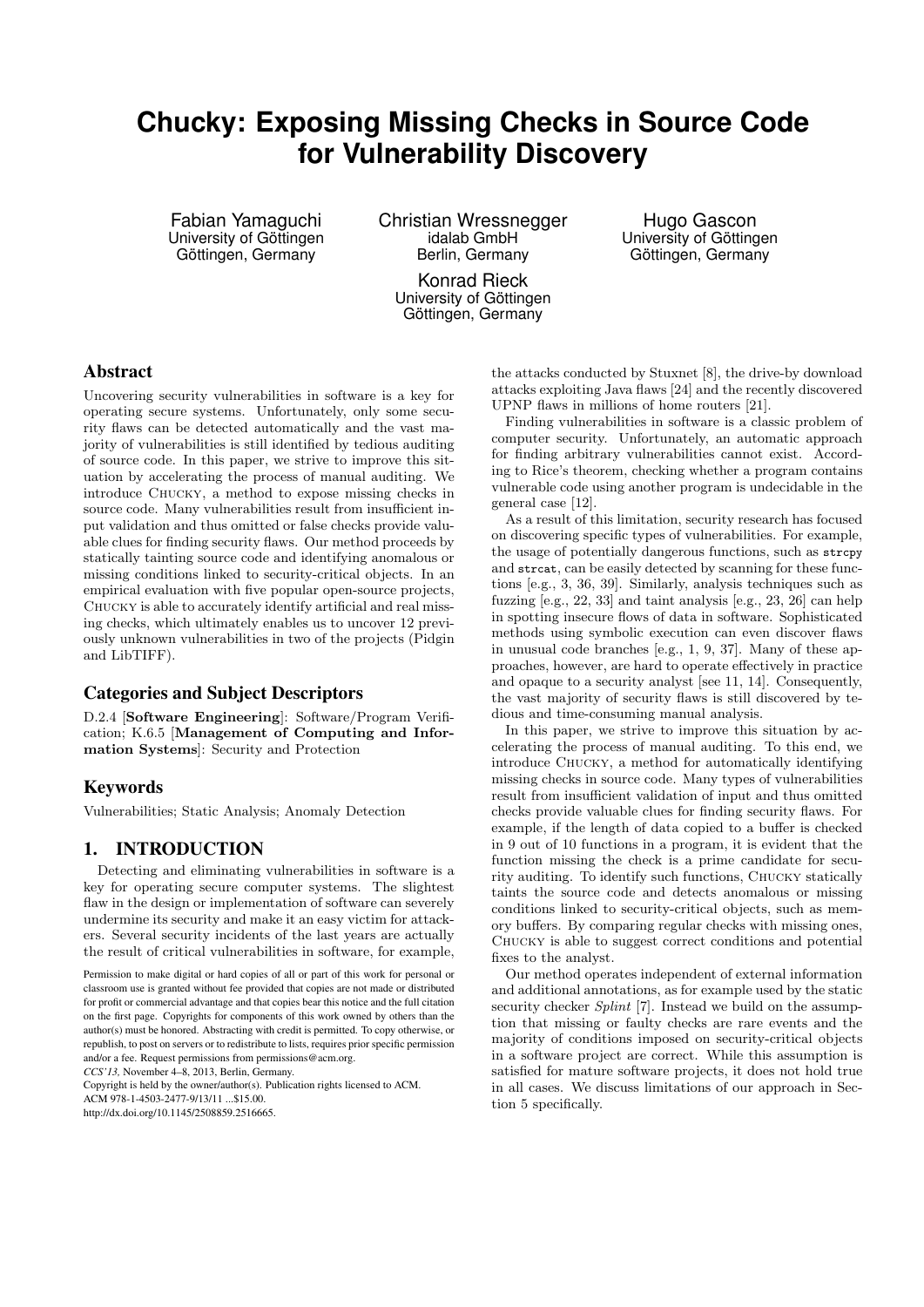# Chucky: Exposing Missing Checks in Source Code for Vulnerability Discovery

Fabian Yamaguchi
University of Göttingen
Göttingen, Germany

Christian Wressnegger
idalab GmbH
Berlin, Germany

Hugo Gascon
University of Göttingen
Göttingen, Germany

Konrad Rieck
University of Göttingen
Göttingen, Germany

## Abstract

Uncovering security vulnerabilities in software is a key for operating secure systems. Unfortunately, only some security flaws can be detected automatically and the vast majority of vulnerabilities is still identified by tedious auditing of source code. In this paper, we strive to improve this situation by accelerating the process of manual auditing. We introduce Chucky, a method to expose missing checks in source code. Many vulnerabilities result from insufficient input validation and thus omitted or false checks provide valuable clues for finding security flaws. Our method proceeds by statically tainting source code and identifying anomalous or missing conditions linked to security-critical objects. In an empirical evaluation with five popular open-source projects, Chucky is able to accurately identify artificial and real missing checks, which ultimately enables us to uncover 12 previously unknown vulnerabilities in two of the projects (Pidgin and LibTIFF).

## Categories and Subject Descriptors

D.2.4 [**Software Engineering**]: Software/Program Verification; K.6.5 [**Management of Computing and Information Systems**]: Security and Protection

## Keywords

Vulnerabilities; Static Analysis; Anomaly Detection

## 1. INTRODUCTION

Detecting and eliminating vulnerabilities in software is a key for operating secure computer systems. The slightest flaw in the design or implementation of software can severely undermine its security and make it an easy victim for attackers. Several security incidents of the last years are actually the result of critical vulnerabilities in software, for example, the attacks conducted by Stuxnet [8], the drive-by download attacks exploiting Java flaws [24] and the recently discovered UPNP flaws in millions of home routers [21].

Finding vulnerabilities in software is a classic problem of computer security. Unfortunately, an automatic approach for finding arbitrary vulnerabilities cannot exist. According to Rice's theorem, checking whether a program contains vulnerable code using another program is undecidable in the general case [12].

As a result of this limitation, security research has focused on discovering specific types of vulnerabilities. For example, the usage of potentially dangerous functions, such as `strcpy` and `strcat`, can be easily detected by scanning for these functions [e.g., 3, 36, 39]. Similarly, analysis techniques such as fuzzing [e.g., 22, 33] and taint analysis [e.g., 23, 26] can help in spotting insecure flows of data in software. Sophisticated methods using symbolic execution can even discover flaws in unusual code branches [e.g., 1, 9, 37]. Many of these approaches, however, are hard to operate effectively in practice and opaque to a security analyst [see 11, 14]. Consequently, the vast majority of security flaws is still discovered by tedious and time-consuming manual analysis.

In this paper, we strive to improve this situation by accelerating the process of manual auditing. To this end, we introduce Chucky, a method for automatically identifying missing checks in source code. Many types of vulnerabilities result from insufficient validation of input and thus omitted checks provide valuable clues for finding security flaws. For example, if the length of data copied to a buffer is checked in 9 out of 10 functions in a program, it is evident that the function missing the check is a prime candidate for security auditing. To identify such functions, Chucky statically taints the source code and detects anomalous or missing conditions linked to security-critical objects, such as memory buffers. By comparing regular checks with missing ones, Chucky is able to suggest correct conditions and potential fixes to the analyst.

Our method operates independent of external information and additional annotations, as for example used by the static security checker *Splint* [7]. Instead we build on the assumption that missing or faulty checks are rare events and the majority of conditions imposed on security-critical objects in a software project are correct. While this assumption is satisfied for mature software projects, it does not hold true in all cases. We discuss limitations of our approach in Section 5 specifically.

Permission to make digital or hard copies of all or part of this work for personal or classroom use is granted without fee provided that copies are not made or distributed for profit or commercial advantage and that copies bear this notice and the full citation on the first page. Copyrights for components of this work owned by others than the author(s) must be honored. Abstracting with credit is permitted. To copy otherwise, or republish, to post on servers or to redistribute to lists, requires prior specific permission and/or a fee. Request permissions from permissions@acm.org.
*CCS'13,* November 4–8, 2013, Berlin, Germany.
Copyright is held by the owner/author(s). Publication rights licensed to ACM.
ACM 978-1-4503-2477-9/13/11 ...$15.00.
http://dx.doi.org/10.1145/2508859.2516665.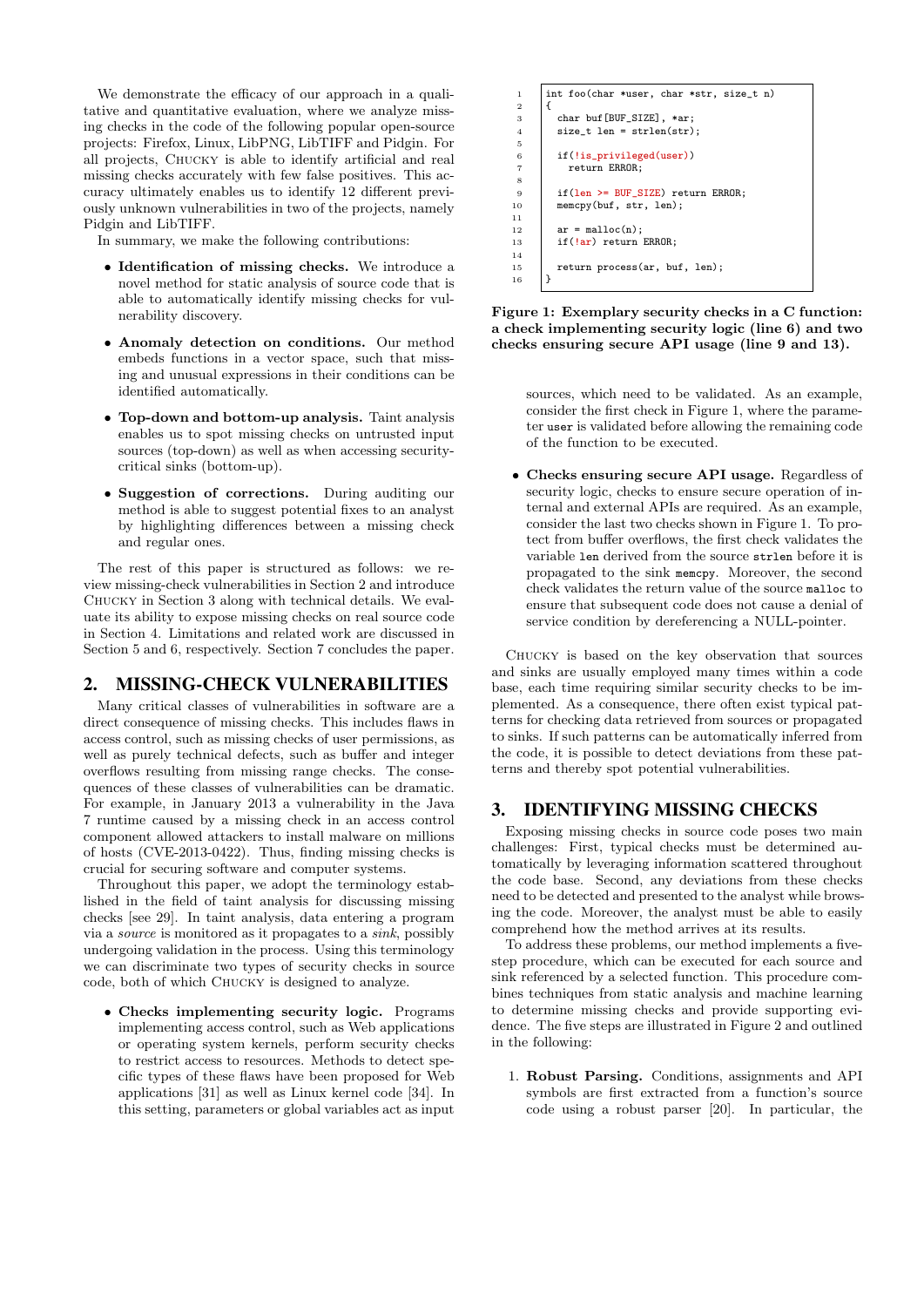We demonstrate the efficacy of our approach in a qualitative and quantitative evaluation, where we analyze missing checks in the code of the following popular open-source projects: Firefox, Linux, LibPNG, LibTIFF and Pidgin. For all projects, Chucky is able to identify artificial and real missing checks accurately with few false positives. This accuracy ultimately enables us to identify 12 different previously unknown vulnerabilities in two of the projects, namely Pidgin and LibTIFF.

In summary, we make the following contributions:

- **Identification of missing checks.** We introduce a novel method for static analysis of source code that is able to automatically identify missing checks for vulnerability discovery.
- **Anomaly detection on conditions.** Our method embeds functions in a vector space, such that missing and unusual expressions in their conditions can be identified automatically.
- **Top-down and bottom-up analysis.** Taint analysis enables us to spot missing checks on untrusted input sources (top-down) as well as when accessing security-critical sinks (bottom-up).
- **Suggestion of corrections.** During auditing our method is able to suggest potential fixes to an analyst by highlighting differences between a missing check and regular ones.

The rest of this paper is structured as follows: we review missing-check vulnerabilities in Section 2 and introduce Chucky in Section 3 along with technical details. We evaluate its ability to expose missing checks on real source code in Section 4. Limitations and related work are discussed in Section 5 and 6, respectively. Section 7 concludes the paper.

## 2. MISSING-CHECK VULNERABILITIES

Many critical classes of vulnerabilities in software are a direct consequence of missing checks. This includes flaws in access control, such as missing checks of user permissions, as well as purely technical defects, such as buffer and integer overflows resulting from missing range checks. The consequences of these classes of vulnerabilities can be dramatic. For example, in January 2013 a vulnerability in the Java 7 runtime caused by a missing check in an access control component allowed attackers to install malware on millions of hosts (CVE-2013-0422). Thus, finding missing checks is crucial for securing software and computer systems.

Throughout this paper, we adopt the terminology established in the field of taint analysis for discussing missing checks [see 29]. In taint analysis, data entering a program via a *source* is monitored as it propagates to a *sink*, possibly undergoing validation in the process. Using this terminology we can discriminate two types of security checks in source code, both of which Chucky is designed to analyze.

- **Checks implementing security logic.** Programs implementing access control, such as Web applications or operating system kernels, perform security checks to restrict access to resources. Methods to detect specific types of these flaws have been proposed for Web applications [31] as well as Linux kernel code [34]. In this setting, parameters or global variables act as input sources, which need to be validated. As an example, consider the first check in Figure 1, where the parameter `user` is validated before allowing the remaining code of the function to be executed.
- **Checks ensuring secure API usage.** Regardless of security logic, checks to ensure secure operation of internal and external APIs are required. As an example, consider the last two checks shown in Figure 1. To protect from buffer overflows, the first check validates the variable `len` derived from the source `strlen` before it is propagated to the sink `memcpy`. Moreover, the second check validates the return value of the source `malloc` to ensure that subsequent code does not cause a denial of service condition by dereferencing a NULL-pointer.

```
1   int foo(char *user, char *str, size_t n)
2   {
3     char buf[BUF_SIZE], *ar;
4     size_t len = strlen(str);
5
6     if(!is_privileged(user))
7       return ERROR;
8
9     if(len >= BUF_SIZE) return ERROR;
10    memcpy(buf, str, len);
11
12    ar = malloc(n);
13    if(!ar) return ERROR;
14
15    return process(ar, buf, len);
16  }
```

**Figure 1: Exemplary security checks in a C function: a check implementing security logic (line 6) and two checks ensuring secure API usage (line 9 and 13).**

Chucky is based on the key observation that sources and sinks are usually employed many times within a code base, each time requiring similar security checks to be implemented. As a consequence, there often exist typical patterns for checking data retrieved from sources or propagated to sinks. If such patterns can be automatically inferred from the code, it is possible to detect deviations from these patterns and thereby spot potential vulnerabilities.

## 3. IDENTIFYING MISSING CHECKS

Exposing missing checks in source code poses two main challenges: First, typical checks must be determined automatically by leveraging information scattered throughout the code base. Second, any deviations from these checks need to be detected and presented to the analyst while browsing the code. Moreover, the analyst must be able to easily comprehend how the method arrives at its results.

To address these problems, our method implements a five-step procedure, which can be executed for each source and sink referenced by a selected function. This procedure combines techniques from static analysis and machine learning to determine missing checks and provide supporting evidence. The five steps are illustrated in Figure 2 and outlined in the following:

1. **Robust Parsing.** Conditions, assignments and API symbols are first extracted from a function's source code using a robust parser [20]. In particular, the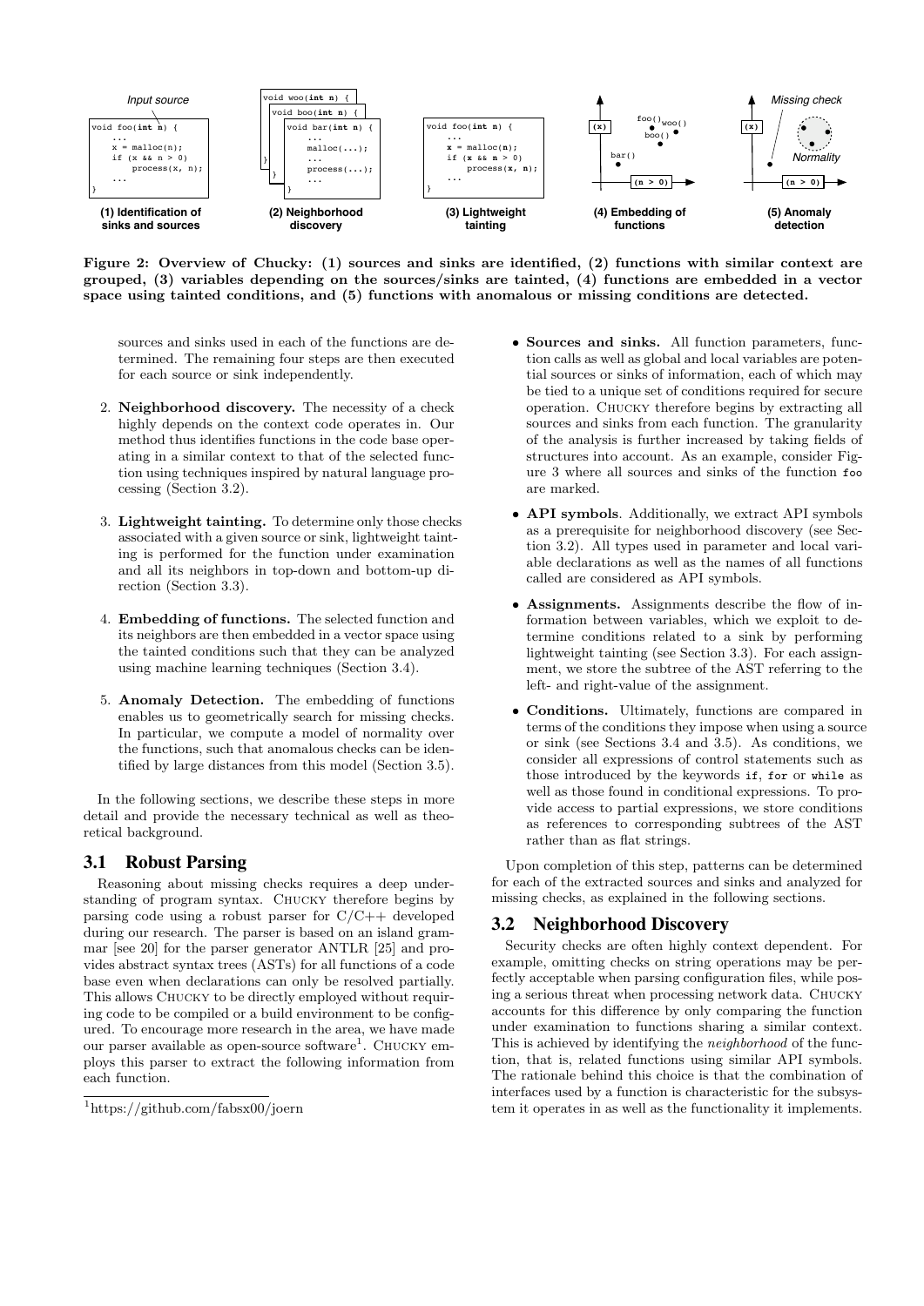Figure 2: Overview of Chucky: (1) sources and sinks are identified, (2) functions with similar context are grouped, (3) variables depending on the sources/sinks are tainted, (4) functions are embedded in a vector space using tainted conditions, and (5) functions with anomalous or missing conditions are detected.

sources and sinks used in each of the functions are determined. The remaining four steps are then executed for each source or sink independently.

2. **Neighborhood discovery.** The necessity of a check highly depends on the context code operates in. Our method thus identifies functions in the code base operating in a similar context to that of the selected function using techniques inspired by natural language processing (Section 3.2).

3. **Lightweight tainting.** To determine only those checks associated with a given source or sink, lightweight tainting is performed for the function under examination and all its neighbors in top-down and bottom-up direction (Section 3.3).

4. **Embedding of functions.** The selected function and its neighbors are then embedded in a vector space using the tainted conditions such that they can be analyzed using machine learning techniques (Section 3.4).

5. **Anomaly Detection.** The embedding of functions enables us to geometrically search for missing checks. In particular, we compute a model of normality over the functions, such that anomalous checks can be identified by large distances from this model (Section 3.5).

In the following sections, we describe these steps in more detail and provide the necessary technical as well as theoretical background.

## 3.1 Robust Parsing

Reasoning about missing checks requires a deep understanding of program syntax. Chucky therefore begins by parsing code using a robust parser for C/C++ developed during our research. The parser is based on an island grammar [see 20] for the parser generator ANTLR [25] and provides abstract syntax trees (ASTs) for all functions of a code base even when declarations can only be resolved partially. This allows Chucky to be directly employed without requiring code to be compiled or a build environment to be configured. To encourage more research in the area, we have made our parser available as open-source software[1]. Chucky employs this parser to extract the following information from each function.

- **Sources and sinks.** All function parameters, function calls as well as global and local variables are potential sources or sinks of information, each of which may be tied to a unique set of conditions required for secure operation. Chucky therefore begins by extracting all sources and sinks from each function. The granularity of the analysis is further increased by taking fields of structures into account. As an example, consider Figure 3 where all sources and sinks of the function `foo` are marked.

- **API symbols**. Additionally, we extract API symbols as a prerequisite for neighborhood discovery (see Section 3.2). All types used in parameter and local variable declarations as well as the names of all functions called are considered as API symbols.

- **Assignments.** Assignments describe the flow of information between variables, which we exploit to determine conditions related to a sink by performing lightweight tainting (see Section 3.3). For each assignment, we store the subtree of the AST referring to the left- and right-value of the assignment.

- **Conditions.** Ultimately, functions are compared in terms of the conditions they impose when using a source or sink (see Sections 3.4 and 3.5). As conditions, we consider all expressions of control statements such as those introduced by the keywords `if`, `for` or `while` as well as those found in conditional expressions. To provide access to partial expressions, we store conditions as references to corresponding subtrees of the AST rather than as flat strings.

Upon completion of this step, patterns can be determined for each of the extracted sources and sinks and analyzed for missing checks, as explained in the following sections.

## 3.2 Neighborhood Discovery

Security checks are often highly context dependent. For example, omitting checks on string operations may be perfectly acceptable when parsing configuration files, while posing a serious threat when processing network data. Chucky accounts for this difference by only comparing the function under examination to functions sharing a similar context. This is achieved by identifying the *neighborhood* of the function, that is, related functions using similar API symbols. The rationale behind this choice is that the combination of interfaces used by a function is characteristic for the subsystem it operates in as well as the functionality it implements.

[1] https://github.com/fabsx00/joern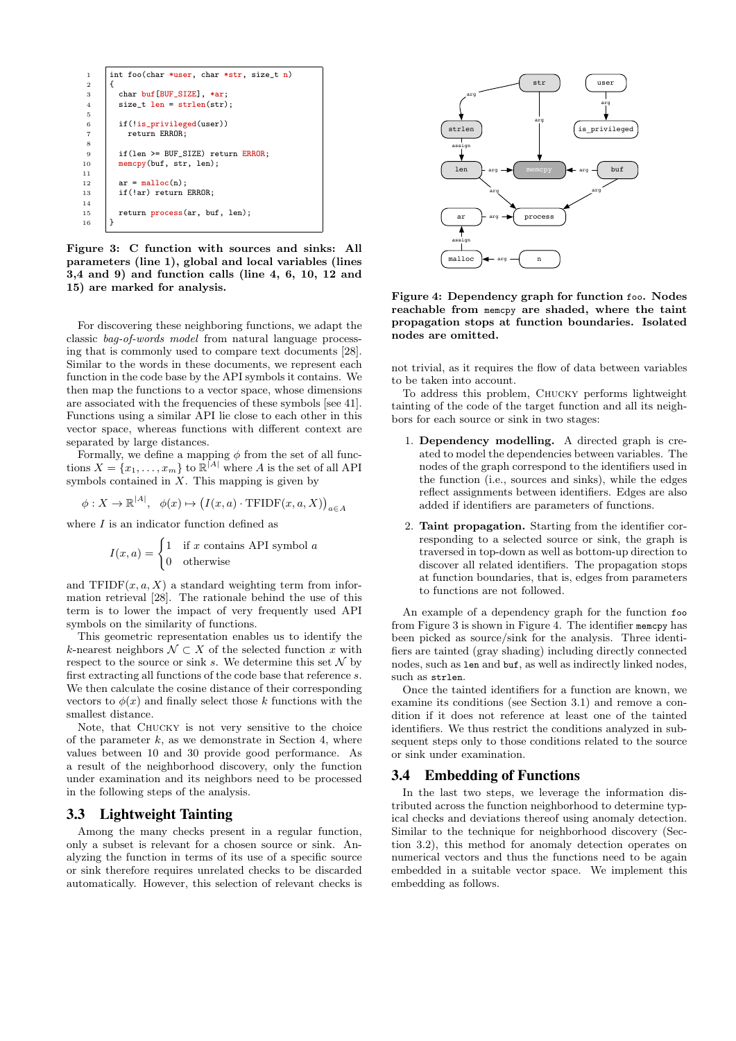```c
int foo(char *user, char *str, size_t n)
{
  char buf[BUF_SIZE], *ar;
  size_t len = strlen(str);

  if(!is_privileged(user))
    return ERROR;

  if(len >= BUF_SIZE) return ERROR;
  memcpy(buf, str, len);

  ar = malloc(n);
  if(!ar) return ERROR;

  return process(ar, buf, len);
}
```

**Figure 3: C function with sources and sinks: All parameters (line 1), global and local variables (lines 3,4 and 9) and function calls (line 4, 6, 10, 12 and 15) are marked for analysis.**

For discovering these neighboring functions, we adapt the classic *bag-of-words model* from natural language processing that is commonly used to compare text documents [28]. Similar to the words in these documents, we represent each function in the code base by the API symbols it contains. We then map the functions to a vector space, whose dimensions are associated with the frequencies of these symbols [see 41]. Functions using a similar API lie close to each other in this vector space, whereas functions with different context are separated by large distances.

Formally, we define a mapping $\phi$ from the set of all functions $X = \{x_1, \ldots, x_m\}$ to $\mathbb{R}^{|A|}$ where $A$ is the set of all API symbols contained in $X$. This mapping is given by

$$\phi : X \to \mathbb{R}^{|A|}, \quad \phi(x) \mapsto \big(I(x,a) \cdot \text{TFIDF}(x,a,X)\big)_{a \in A}$$

where $I$ is an indicator function defined as

$$I(x,a) = \begin{cases} 1 & \text{if } x \text{ contains API symbol } a \\ 0 & \text{otherwise} \end{cases}$$

and $\text{TFIDF}(x,a,X)$ a standard weighting term from information retrieval [28]. The rationale behind the use of this term is to lower the impact of very frequently used API symbols on the similarity of functions.

This geometric representation enables us to identify the $k$-nearest neighbors $\mathcal{N} \subset X$ of the selected function $x$ with respect to the source or sink $s$. We determine this set $\mathcal{N}$ by first extracting all functions of the code base that reference $s$. We then calculate the cosine distance of their corresponding vectors to $\phi(x)$ and finally select those $k$ functions with the smallest distance.

Note, that Chucky is not very sensitive to the choice of the parameter $k$, as we demonstrate in Section 4, where values between 10 and 30 provide good performance. As a result of the neighborhood discovery, only the function under examination and its neighbors need to be processed in the following steps of the analysis.

## 3.3 Lightweight Tainting

Among the many checks present in a regular function, only a subset is relevant for a chosen source or sink. Analyzing the function in terms of its use of a specific source or sink therefore requires unrelated checks to be discarded automatically. However, this selection of relevant checks is not trivial, as it requires the flow of data between variables to be taken into account.

**Figure 4: Dependency graph for function `foo`. Nodes reachable from `memcpy` are shaded, where the taint propagation stops at function boundaries. Isolated nodes are omitted.**

To address this problem, Chucky performs lightweight tainting of the code of the target function and all its neighbors for each source or sink in two stages:

1. **Dependency modelling.** A directed graph is created to model the dependencies between variables. The nodes of the graph correspond to the identifiers used in the function (i.e., sources and sinks), while the edges reflect assignments between identifiers. Edges are also added if identifiers are parameters of functions.

2. **Taint propagation.** Starting from the identifier corresponding to a selected source or sink, the graph is traversed in top-down as well as bottom-up direction to discover all related identifiers. The propagation stops at function boundaries, that is, edges from parameters to functions are not followed.

An example of a dependency graph for the function `foo` from Figure 3 is shown in Figure 4. The identifier `memcpy` has been picked as source/sink for the analysis. Three identifiers are tainted (gray shading) including directly connected nodes, such as `len` and `buf`, as well as indirectly linked nodes, such as `strlen`.

Once the tainted identifiers for a function are known, we examine its conditions (see Section 3.1) and remove a condition if it does not reference at least one of the tainted identifiers. We thus restrict the conditions analyzed in subsequent steps only to those conditions related to the source or sink under examination.

## 3.4 Embedding of Functions

In the last two steps, we leverage the information distributed across the function neighborhood to determine typical checks and deviations thereof using anomaly detection. Similar to the technique for neighborhood discovery (Section 3.2), this method for anomaly detection operates on numerical vectors and thus the functions need to be again embedded in a suitable vector space. We implement this embedding as follows.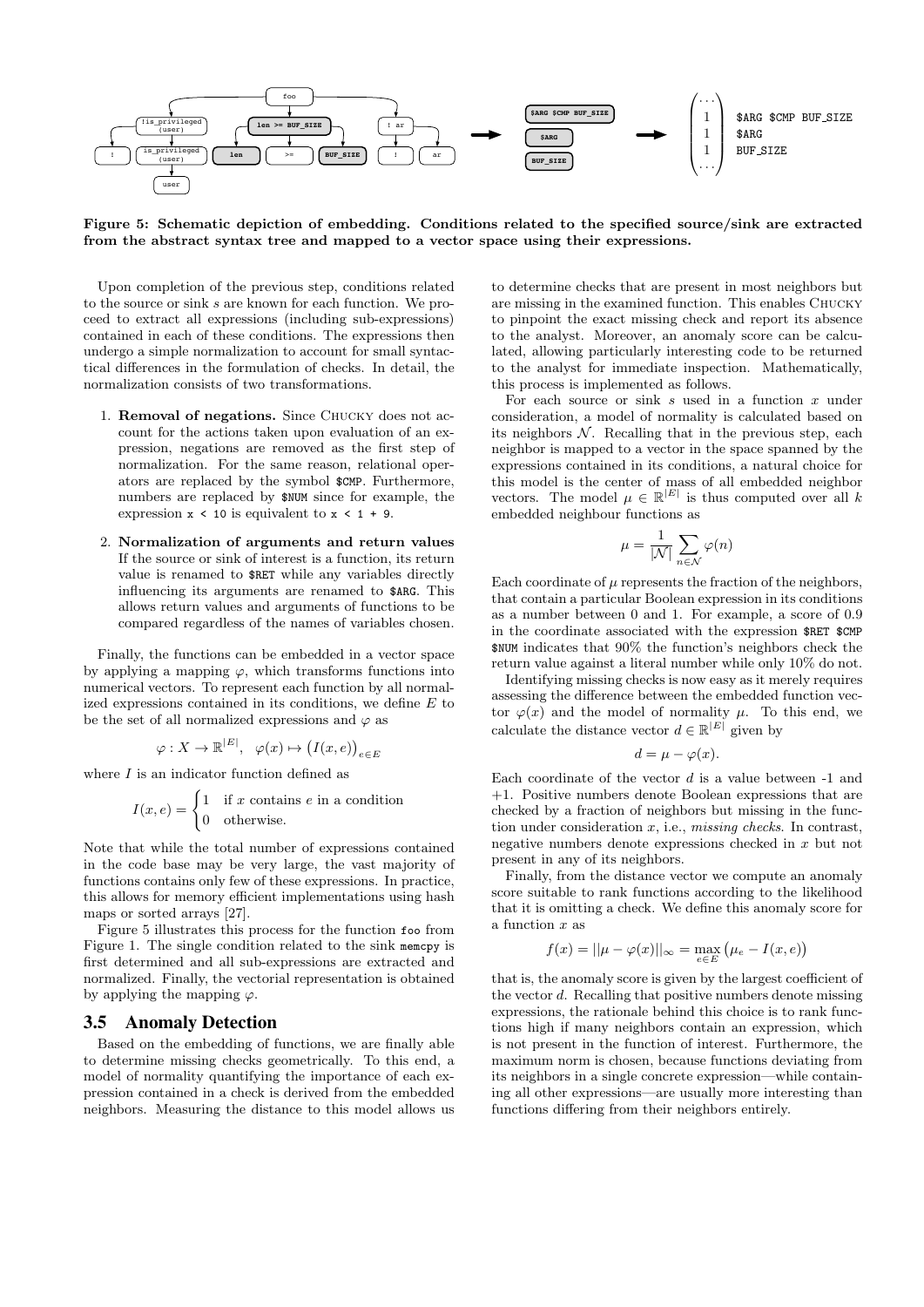**Figure 5: Schematic depiction of embedding. Conditions related to the specified source/sink are extracted from the abstract syntax tree and mapped to a vector space using their expressions.**

Upon completion of the previous step, conditions related to the source or sink $s$ are known for each function. We proceed to extract all expressions (including sub-expressions) contained in each of these conditions. The expressions then undergo a simple normalization to account for small syntactical differences in the formulation of checks. In detail, the normalization consists of two transformations.

1. **Removal of negations.** Since Chucky does not account for the actions taken upon evaluation of an expression, negations are removed as the first step of normalization. For the same reason, relational operators are replaced by the symbol `$CMP`. Furthermore, numbers are replaced by `$NUM` since for example, the expression `x < 10` is equivalent to `x < 1 + 9`.

2. **Normalization of arguments and return values** If the source or sink of interest is a function, its return value is renamed to `$RET` while any variables directly influencing its arguments are renamed to `$ARG`. This allows return values and arguments of functions to be compared regardless of the names of variables chosen.

Finally, the functions can be embedded in a vector space by applying a mapping $\varphi$, which transforms functions into numerical vectors. To represent each function by all normalized expressions contained in its conditions, we define $E$ to be the set of all normalized expressions and $\varphi$ as

$$\varphi : X \to \mathbb{R}^{|E|}, \quad \varphi(x) \mapsto \big(I(x, e)\big)_{e \in E}$$

where $I$ is an indicator function defined as

$$I(x, e) = \begin{cases} 1 & \text{if } x \text{ contains } e \text{ in a condition} \\ 0 & \text{otherwise.} \end{cases}$$

Note that while the total number of expressions contained in the code base may be very large, the vast majority of functions contains only few of these expressions. In practice, this allows for memory efficient implementations using hash maps or sorted arrays [27].

Figure 5 illustrates this process for the function `foo` from Figure 1. The single condition related to the sink `memcpy` is first determined and all sub-expressions are extracted and normalized. Finally, the vectorial representation is obtained by applying the mapping $\varphi$.

## 3.5 Anomaly Detection

Based on the embedding of functions, we are finally able to determine missing checks geometrically. To this end, a model of normality quantifying the importance of each expression contained in a check is derived from the embedded neighbors. Measuring the distance to this model allows us to determine checks that are present in most neighbors but are missing in the examined function. This enables Chucky to pinpoint the exact missing check and report its absence to the analyst. Moreover, an anomaly score can be calculated, allowing particularly interesting code to be returned to the analyst for immediate inspection. Mathematically, this process is implemented as follows.

For each source or sink $s$ used in a function $x$ under consideration, a model of normality is calculated based on its neighbors $\mathcal{N}$. Recalling that in the previous step, each neighbor is mapped to a vector in the space spanned by the expressions contained in its conditions, a natural choice for this model is the center of mass of all embedded neighbor vectors. The model $\mu \in \mathbb{R}^{|E|}$ is thus computed over all $k$ embedded neighbour functions as

$$\mu = \frac{1}{|\mathcal{N}|} \sum_{n \in \mathcal{N}} \varphi(n)$$

Each coordinate of $\mu$ represents the fraction of the neighbors, that contain a particular Boolean expression in its conditions as a number between 0 and 1. For example, a score of 0.9 in the coordinate associated with the expression `$RET $CMP $NUM` indicates that 90% the function's neighbors check the return value against a literal number while only 10% do not.

Identifying missing checks is now easy as it merely requires assessing the difference between the embedded function vector $\varphi(x)$ and the model of normality $\mu$. To this end, we calculate the distance vector $d \in \mathbb{R}^{|E|}$ given by

$$d = \mu - \varphi(x).$$

Each coordinate of the vector $d$ is a value between -1 and +1. Positive numbers denote Boolean expressions that are checked by a fraction of neighbors but missing in the function under consideration $x$, i.e., *missing checks*. In contrast, negative numbers denote expressions checked in $x$ but not present in any of its neighbors.

Finally, from the distance vector we compute an anomaly score suitable to rank functions according to the likelihood that it is omitting a check. We define this anomaly score for a function $x$ as

$$f(x) = ||\mu - \varphi(x)||_\infty = \max_{e \in E} \big(\mu_e - I(x, e)\big)$$

that is, the anomaly score is given by the largest coefficient of the vector $d$. Recalling that positive numbers denote missing expressions, the rationale behind this choice is to rank functions high if many neighbors contain an expression, which is not present in the function of interest. Furthermore, the maximum norm is chosen, because functions deviating from its neighbors in a single concrete expression—while containing all other expressions—are usually more interesting than functions differing from their neighbors entirely.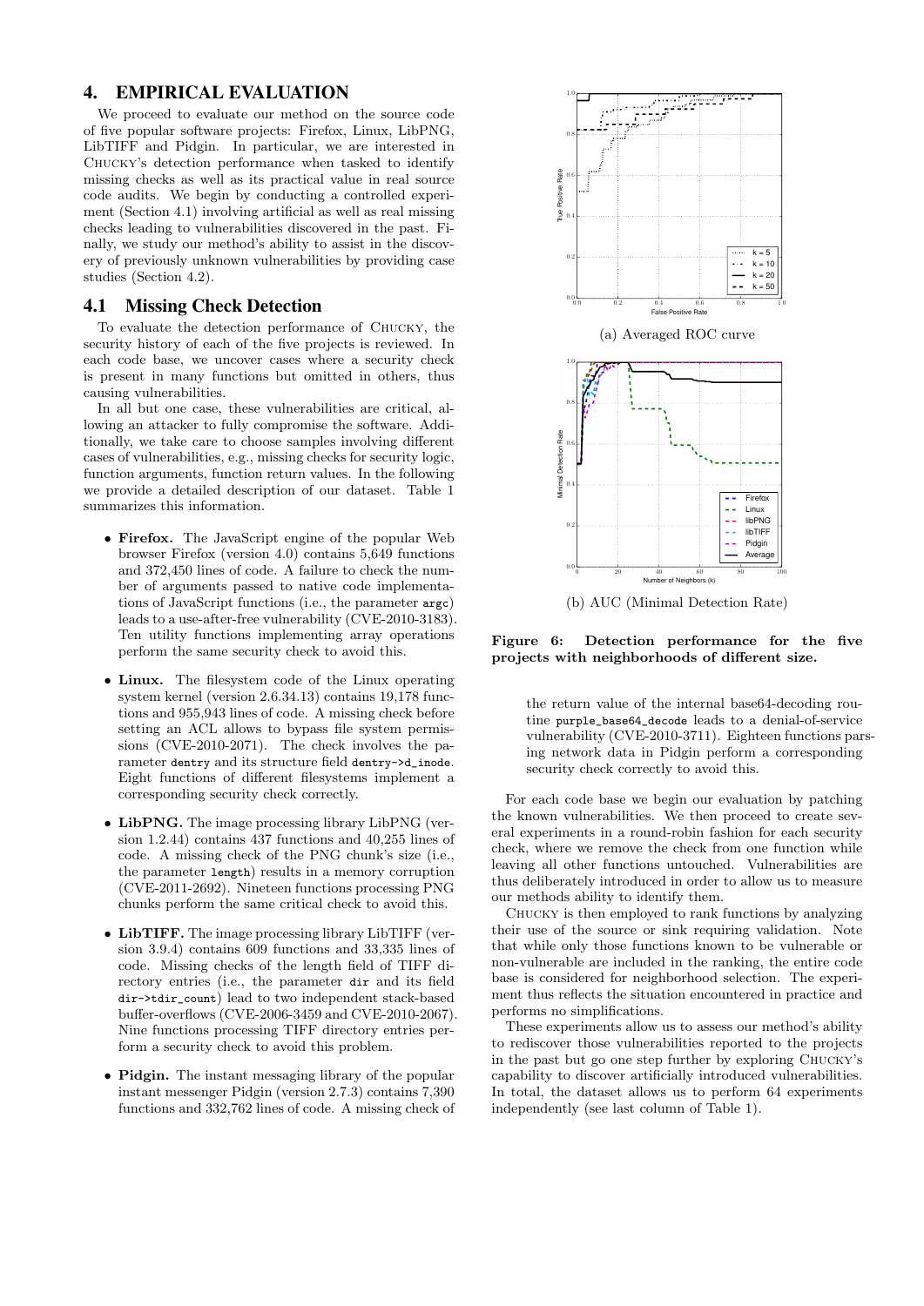## 4. EMPIRICAL EVALUATION

We proceed to evaluate our method on the source code of five popular software projects: Firefox, Linux, LibPNG, LibTIFF and Pidgin. In particular, we are interested in CHUCKY's detection performance when tasked to identify missing checks as well as its practical value in real source code audits. We begin by conducting a controlled experiment (Section 4.1) involving artificial as well as real missing checks leading to vulnerabilities discovered in the past. Finally, we study our method's ability to assist in the discovery of previously unknown vulnerabilities by providing case studies (Section 4.2).

### 4.1 Missing Check Detection

To evaluate the detection performance of CHUCKY, the security history of each of the five projects is reviewed. In each code base, we uncover cases where a security check is present in many functions but omitted in others, thus causing vulnerabilities.

In all but one case, these vulnerabilities are critical, allowing an attacker to fully compromise the software. Additionally, we take care to choose samples involving different cases of vulnerabilities, e.g., missing checks for security logic, function arguments, function return values. In the following we provide a detailed description of our dataset. Table 1 summarizes this information.

- **Firefox.** The JavaScript engine of the popular Web browser Firefox (version 4.0) contains 5,649 functions and 372,450 lines of code. A failure to check the number of arguments passed to native code implementations of JavaScript functions (i.e., the parameter `argc`) leads to a use-after-free vulnerability (CVE-2010-3183). Ten utility functions implementing array operations perform the same security check to avoid this.

- **Linux.** The filesystem code of the Linux operating system kernel (version 2.6.34.13) contains 19,178 functions and 955,943 lines of code. A missing check before setting an ACL allows to bypass file system permissions (CVE-2010-2071). The check involves the parameter `dentry` and its structure field `dentry->d_inode`. Eight functions of different filesystems implement a corresponding security check correctly.

- **LibPNG.** The image processing library LibPNG (version 1.2.44) contains 437 functions and 40,255 lines of code. A missing check of the PNG chunk's size (i.e., the parameter `length`) results in a memory corruption (CVE-2011-2692). Nineteen functions processing PNG chunks perform the same critical check to avoid this.

- **LibTIFF.** The image processing library LibTIFF (version 3.9.4) contains 609 functions and 33,335 lines of code. Missing checks of the length field of TIFF directory entries (i.e., the parameter `dir` and its field `dir->tdir_count`) lead to two independent stack-based buffer-overflows (CVE-2006-3459 and CVE-2010-2067). Nine functions processing TIFF directory entries perform a security check to avoid this problem.

- **Pidgin.** The instant messaging library of the popular instant messenger Pidgin (version 2.7.3) contains 7,390 functions and 332,762 lines of code. A missing check of the return value of the internal base64-decoding routine `purple_base64_decode` leads to a denial-of-service vulnerability (CVE-2010-3711). Eighteen functions parsing network data in Pidgin perform a corresponding security check correctly to avoid this.

(a) Averaged ROC curve

(b) AUC (Minimal Detection Rate)

**Figure 6: Detection performance for the five projects with neighborhoods of different size.**

For each code base we begin our evaluation by patching the known vulnerabilities. We then proceed to create several experiments in a round-robin fashion for each security check, where we remove the check from one function while leaving all other functions untouched. Vulnerabilities are thus deliberately introduced in order to allow us to measure our methods ability to identify them.

CHUCKY is then employed to rank functions by analyzing their use of the source or sink requiring validation. Note that while only those functions known to be vulnerable or non-vulnerable are included in the ranking, the entire code base is considered for neighborhood selection. The experiment thus reflects the situation encountered in practice and performs no simplifications.

These experiments allow us to assess our method's ability to rediscover those vulnerabilities reported to the projects in the past but go one step further by exploring CHUCKY's capability to discover artificially introduced vulnerabilities. In total, the dataset allows us to perform 64 experiments independently (see last column of Table 1).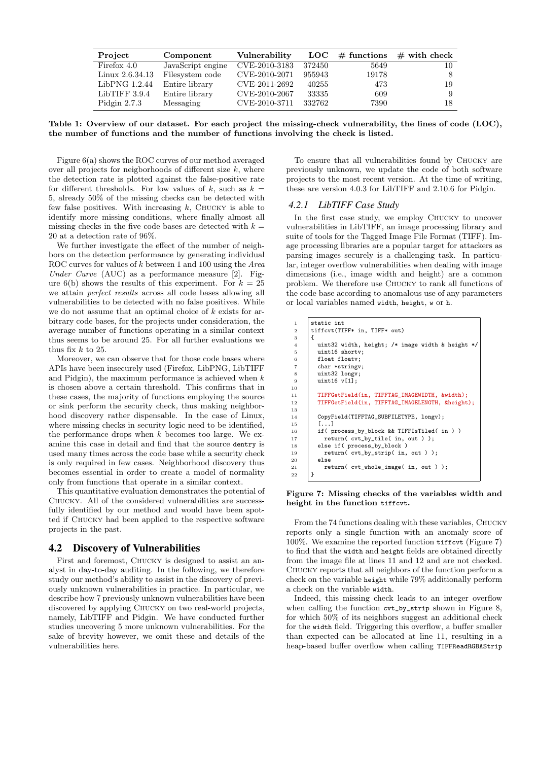| Project | Component | Vulnerability | LOC | # functions | # with check |
|---|---|---|---|---|---|
| Firefox 4.0 | JavaScript engine | CVE-2010-3183 | 372450 | 5649 | 10 |
| Linux 2.6.34.13 | Filesystem code | CVE-2010-2071 | 955943 | 19178 | 8 |
| LibPNG 1.2.44 | Entire library | CVE-2011-2692 | 40255 | 473 | 19 |
| LibTIFF 3.9.4 | Entire library | CVE-2010-2067 | 33335 | 609 | 9 |
| Pidgin 2.7.3 | Messaging | CVE-2010-3711 | 332762 | 7390 | 18 |

**Table 1: Overview of our dataset. For each project the missing-check vulnerability, the lines of code (LOC), the number of functions and the number of functions involving the check is listed.**

Figure 6(a) shows the ROC curves of our method averaged over all projects for neigborhoods of different size $k$, where the detection rate is plotted against the false-positive rate for different thresholds. For low values of $k$, such as $k = 5$, already 50% of the missing checks can be detected with few false positives. With increasing $k$, Chucky is able to identify more missing conditions, where finally almost all missing checks in the five code bases are detected with $k = 20$ at a detection rate of 96%.

We further investigate the effect of the number of neighbors on the detection performance by generating individual ROC curves for values of $k$ between 1 and 100 using the *Area Under Curve* (AUC) as a performance measure [2]. Figure 6(b) shows the results of this experiment. For $k = 25$ we attain *perfect results* across all code bases allowing all vulnerabilities to be detected with no false positives. While we do not assume that an optimal choice of $k$ exists for arbitrary code bases, for the projects under consideration, the average number of functions operating in a similar context thus seems to be around 25. For all further evaluations we thus fix $k$ to 25.

Moreover, we can observe that for those code bases where APIs have been insecurely used (Firefox, LibPNG, LibTIFF and Pidgin), the maximum performance is achieved when $k$ is chosen above a certain threshold. This confirms that in these cases, the majority of functions employing the source or sink perform the security check, thus making neighborhood discovery rather dispensable. In the case of Linux, where missing checks in security logic need to be identified, the performance drops when $k$ becomes too large. We examine this case in detail and find that the source `dentry` is used many times across the code base while a security check is only required in few cases. Neighborhood discovery thus becomes essential in order to create a model of normality only from functions that operate in a similar context.

This quantitative evaluation demonstrates the potential of Chucky. All of the considered vulnerabilities are successfully identified by our method and would have been spotted if Chucky had been applied to the respective software projects in the past.

## 4.2 Discovery of Vulnerabilities

First and foremost, Chucky is designed to assist an analyst in day-to-day auditing. In the following, we therefore study our method's ability to assist in the discovery of previously unknown vulnerabilities in practice. In particular, we describe how 7 previously unknown vulnerabilities have been discovered by applying Chucky on two real-world projects, namely, LibTIFF and Pidgin. We have conducted further studies uncovering 5 more unknown vulnerabilities. For the sake of brevity however, we omit these and details of the vulnerabilities here.

To ensure that all vulnerabilities found by Chucky are previously unknown, we update the code of both software projects to the most recent version. At the time of writing, these are version 4.0.3 for LibTIFF and 2.10.6 for Pidgin.

### 4.2.1 LibTIFF Case Study

In the first case study, we employ Chucky to uncover vulnerabilities in LibTIFF, an image processing library and suite of tools for the Tagged Image File Format (TIFF). Image processing libraries are a popular target for attackers as parsing images securely is a challenging task. In particular, integer overflow vulnerabilities when dealing with image dimensions (i.e., image width and height) are a common problem. We therefore use Chucky to rank all functions of the code base according to anomalous use of any parameters or local variables named `width`, `height`, `w` or `h`.

```
1   static int
2   tiffcvt(TIFF* in, TIFF* out)
3   {
4     uint32 width, height; /* image width & height */
5     uint16 shortv;
6     float floatv;
7     char *stringv;
8     uint32 longv;
9     uint16 v[1];
10
11    TIFFGetField(in, TIFFTAG_IMAGEWIDTH, &width);
12    TIFFGetField(in, TIFFTAG_IMAGELENGTH, &height);
13
14    CopyField(TIFFTAG_SUBFILETYPE, longv);
15    [...]
16    if( process_by_block && TIFFIsTiled( in ) )
17      return( cvt_by_tile( in, out ) );
18    else if( process_by_block )
19      return( cvt_by_strip( in, out ) );
20    else
21      return( cvt_whole_image( in, out ) );
22  }
```

**Figure 7: Missing checks of the variables width and height in the function `tiffcvt`.**

From the 74 functions dealing with these variables, Chucky reports only a single function with an anomaly score of 100%. We examine the reported function `tiffcvt` (Figure 7) to find that the `width` and `height` fields are obtained directly from the image file at lines 11 and 12 and are not checked. Chucky reports that all neighbors of the function perform a check on the variable `height` while 79% additionally perform a check on the variable `width`.

Indeed, this missing check leads to an integer overflow when calling the function `cvt_by_strip` shown in Figure 8, for which 50% of its neighbors suggest an additional check for the `width` field. Triggering this overflow, a buffer smaller than expected can be allocated at line 11, resulting in a heap-based buffer overflow when calling `TIFFReadRGBAStrip`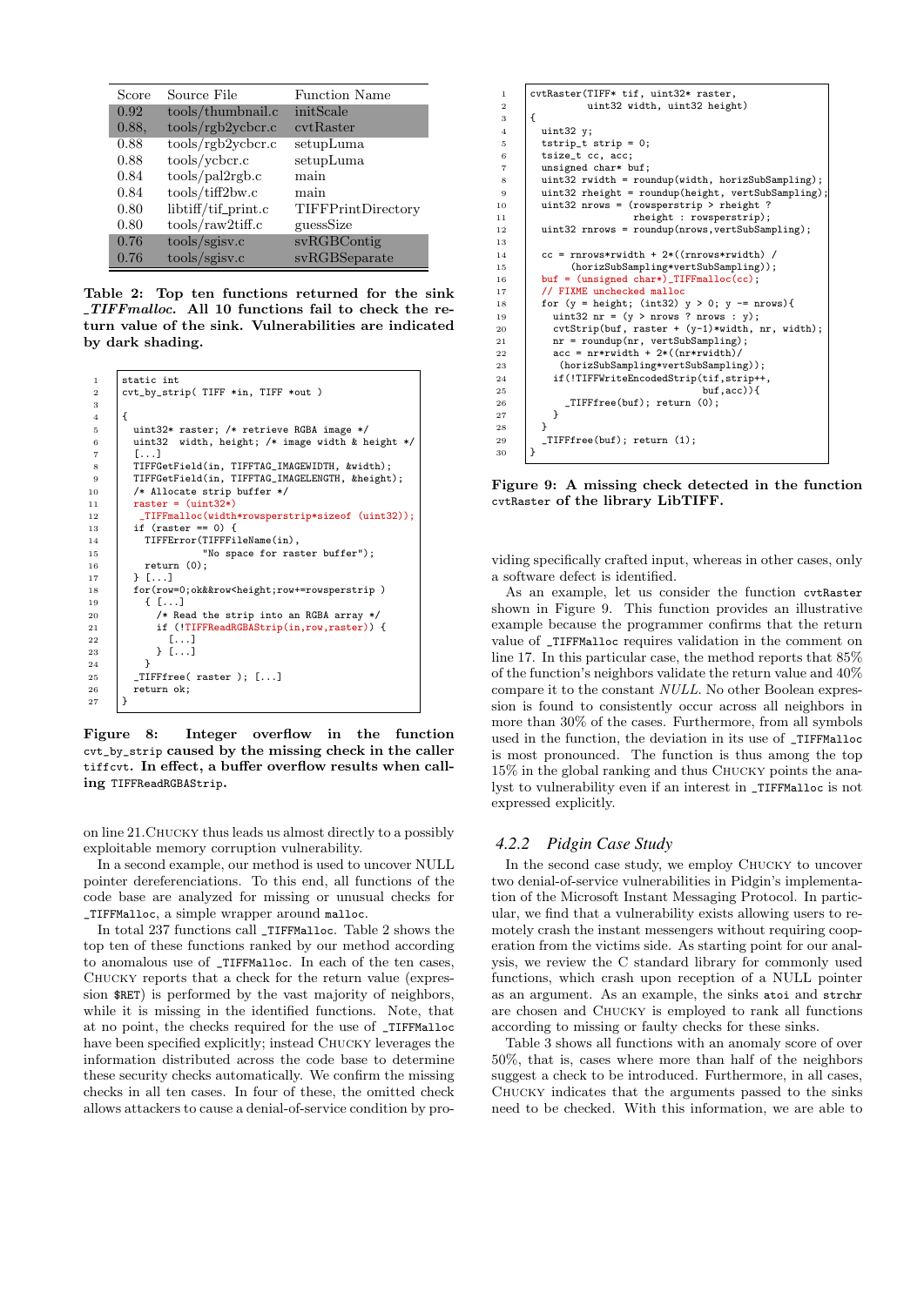| Score | Source File | Function Name |
|---|---|---|
| 0.92 | tools/thumbnail.c | initScale |
| 0.88, | tools/rgb2ycbcr.c | cvtRaster |
| 0.88 | tools/rgb2ycbcr.c | setupLuma |
| 0.88 | tools/ycbcr.c | setupLuma |
| 0.84 | tools/pal2rgb.c | main |
| 0.84 | tools/tiff2bw.c | main |
| 0.80 | libtiff/tif_print.c | TIFFPrintDirectory |
| 0.80 | tools/raw2tiff.c | guessSize |
| 0.76 | tools/sgisv.c | svRGBContig |
| 0.76 | tools/sgisv.c | svRGBSeparate |

**Table 2: Top ten functions returned for the sink *_TIFFmalloc*. All 10 functions fail to check the return value of the sink. Vulnerabilities are indicated by dark shading.**

```
static int
cvt_by_strip( TIFF *in, TIFF *out )

{
  uint32* raster; /* retrieve RGBA image */
  uint32  width, height; /* image width & height */
  [...]
  TIFFGetField(in, TIFFTAG_IMAGEWIDTH, &width);
  TIFFGetField(in, TIFFTAG_IMAGELENGTH, &height);
  /* Allocate strip buffer */
  raster = (uint32*)
   _TIFFmalloc(width*rowsperstrip*sizeof (uint32));
  if (raster == 0) {
    TIFFError(TIFFFileName(in),
              "No space for raster buffer");
    return (0);
  } [...]
  for(row=0;ok&&row<height;row+=rowsperstrip )
    { [...]
      /* Read the strip into an RGBA array */
      if (!TIFFReadRGBAStrip(in,row,raster)) {
        [...]
      } [...]
    }
  _TIFFfree( raster ); [...]
  return ok;
}
```

**Figure 8: Integer overflow in the function `cvt_by_strip` caused by the missing check in the caller `tiffcvt`. In effect, a buffer overflow results when calling `TIFFReadRGBAStrip`.**

on line 21. Chucky thus leads us almost directly to a possibly exploitable memory corruption vulnerability.

In a second example, our method is used to uncover NULL pointer dereferenciations. To this end, all functions of the code base are analyzed for missing or unusual checks for `_TIFFMalloc`, a simple wrapper around `malloc`.

In total 237 functions call `_TIFFMalloc`. Table 2 shows the top ten of these functions ranked by our method according to anomalous use of `_TIFFMalloc`. In each of the ten cases, Chucky reports that a check for the return value (expression `$RET`) is performed by the vast majority of neighbors, while it is missing in the identified functions. Note, that at no point, the checks required for the use of `_TIFFMalloc` have been specified explicitly; instead Chucky leverages the information distributed across the code base to determine these security checks automatically. We confirm the missing checks in all ten cases. In four of these, the omitted check allows attackers to cause a denial-of-service condition by providing specifically crafted input, whereas in other cases, only a software defect is identified.

```
cvtRaster(TIFF* tif, uint32* raster,
          uint32 width, uint32 height)
{
  uint32 y;
  tstrip_t strip = 0;
  tsize_t cc, acc;
  unsigned char* buf;
  uint32 rwidth = roundup(width, horizSubSampling);
  uint32 rheight = roundup(height, vertSubSampling);
  uint32 nrows = (rowsperstrip > rheight ?
                  rheight : rowsperstrip);
  uint32 rnrows = roundup(nrows,vertSubSampling);

  cc = rnrows*rwidth + 2*((rnrows*rwidth) /
       (horizSubSampling*vertSubSampling));
  buf = (unsigned char*)_TIFFmalloc(cc);
  // FIXME unchecked malloc
  for (y = height; (int32) y > 0; y -= nrows){
    uint32 nr = (y > nrows ? nrows : y);
    cvtStrip(buf, raster + (y-1)*width, nr, width);
    nr = roundup(nr, vertSubSampling);
    acc = nr*rwidth + 2*((nr*rwidth)/
      (horizSubSampling*vertSubSampling));
    if(!TIFFWriteEncodedStrip(tif,strip++,
                              buf,acc)){
      _TIFFfree(buf); return (0);
    }
  }
  _TIFFfree(buf); return (1);
}
```

**Figure 9: A missing check detected in the function `cvtRaster` of the library LibTIFF.**

As an example, let us consider the function `cvtRaster` shown in Figure 9. This function provides an illustrative example because the programmer confirms that the return value of `_TIFFMalloc` requires validation in the comment on line 17. In this particular case, the method reports that 85% of the function's neighbors validate the return value and 40% compare it to the constant *NULL*. No other Boolean expression is found to consistently occur across all neighbors in more than 30% of the cases. Furthermore, from all symbols used in the function, the deviation in its use of `_TIFFMalloc` is most pronounced. The function is thus among the top 15% in the global ranking and thus Chucky points the analyst to vulnerability even if an interest in `_TIFFMalloc` is not expressed explicitly.

### 4.2.2 Pidgin Case Study

In the second case study, we employ Chucky to uncover two denial-of-service vulnerabilities in Pidgin's implementation of the Microsoft Instant Messaging Protocol. In particular, we find that a vulnerability exists allowing users to remotely crash the instant messengers without requiring cooperation from the victims side. As starting point for our analysis, we review the C standard library for commonly used functions, which crash upon reception of a NULL pointer as an argument. As an example, the sinks `atoi` and `strchr` are chosen and Chucky is employed to rank all functions according to missing or faulty checks for these sinks.

Table 3 shows all functions with an anomaly score of over 50%, that is, cases where more than half of the neighbors suggest a check to be introduced. Furthermore, in all cases, Chucky indicates that the arguments passed to the sinks need to be checked. With this information, we are able to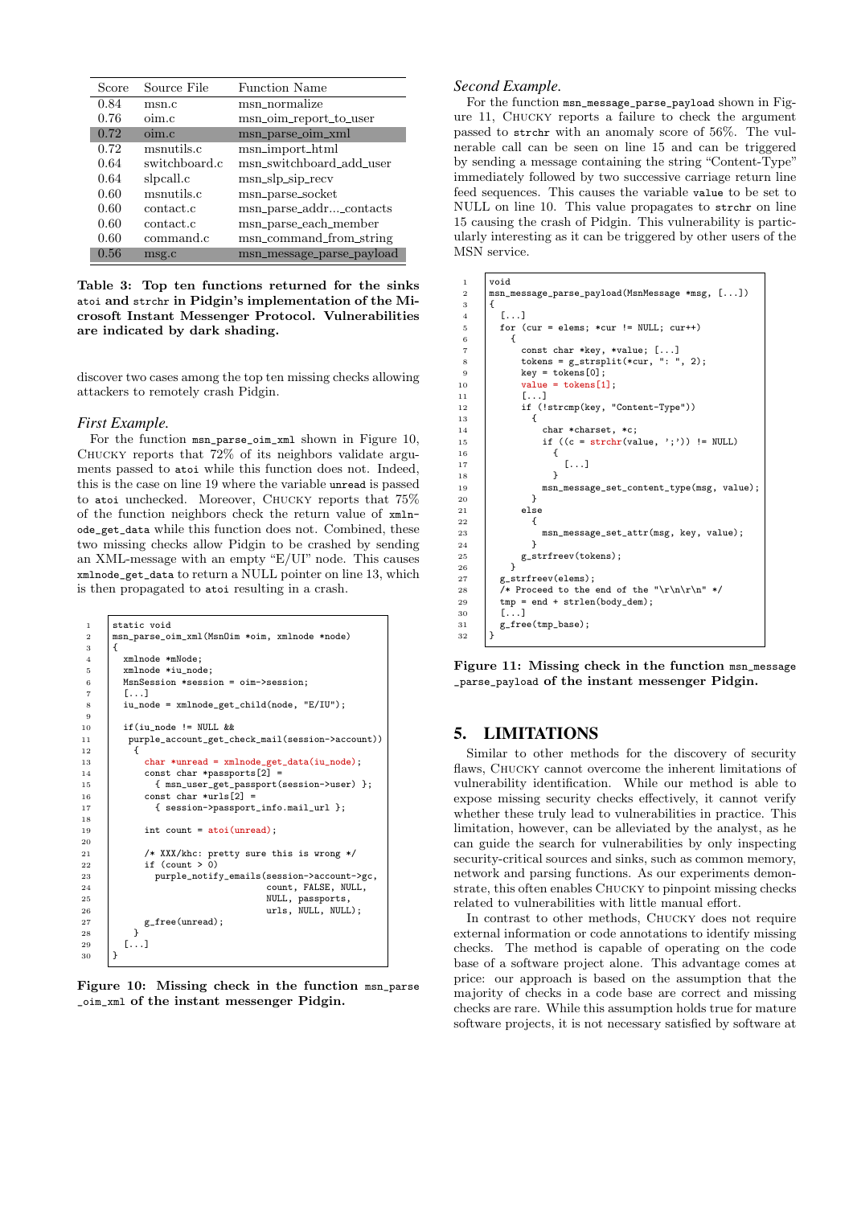| Score | Source File | Function Name |
|---|---|---|
| 0.84 | msn.c | msn_normalize |
| 0.76 | oim.c | msn_oim_report_to_user |
| **0.72** | **oim.c** | **msn_parse_oim_xml** |
| 0.72 | msnutils.c | msn_import_html |
| 0.64 | switchboard.c | msn_switchboard_add_user |
| 0.64 | slpcall.c | msn_slp_sip_recv |
| 0.60 | msnutils.c | msn_parse_socket |
| 0.60 | contact.c | msn_parse_addr..._contacts |
| 0.60 | contact.c | msn_parse_each_member |
| 0.60 | command.c | msn_command_from_string |
| **0.56** | **msg.c** | **msn_message_parse_payload** |

**Table 3: Top ten functions returned for the sinks `atoi` and `strchr` in Pidgin's implementation of the Microsoft Instant Messenger Protocol. Vulnerabilities are indicated by dark shading.**

discover two cases among the top ten missing checks allowing attackers to remotely crash Pidgin.

*First Example.*

For the function `msn_parse_oim_xml` shown in Figure 10, Chucky reports that 72% of its neighbors validate arguments passed to `atoi` while this function does not. Indeed, this is the case on line 19 where the variable `unread` is passed to `atoi` unchecked. Moreover, Chucky reports that 75% of the function neighbors check the return value of `xmlnode_get_data` while this function does not. Combined, these two missing checks allow Pidgin to be crashed by sending an XML-message with an empty "E/UI" node. This causes `xmlnode_get_data` to return a NULL pointer on line 13, which is then propagated to `atoi` resulting in a crash.

```
1   static void
2   msn_parse_oim_xml(MsnOim *oim, xmlnode *node)
3   {
4     xmlnode *mNode;
5     xmlnode *iu_node;
6     MsnSession *session = oim->session;
7     [...]
8     iu_node = xmlnode_get_child(node, "E/IU");
9
10    if(iu_node != NULL &&
11     purple_account_get_check_mail(session->account))
12     {
13       char *unread = xmlnode_get_data(iu_node);
14       const char *passports[2] =
15         { msn_user_get_passport(session->user) };
16       const char *urls[2] =
17         { session->passport_info.mail_url };
18
19       int count = atoi(unread);
20
21       /* XXX/khc: pretty sure this is wrong */
22       if (count > 0)
23         purple_notify_emails(session->account->gc,
24                              count, FALSE, NULL,
25                              NULL, passports,
26                              urls, NULL, NULL);
27       g_free(unread);
28     }
29    [...]
30  }
```

**Figure 10: Missing check in the function `msn_parse_oim_xml` of the instant messenger Pidgin.**

*Second Example.*

For the function `msn_message_parse_payload` shown in Figure 11, Chucky reports a failure to check the argument passed to `strchr` with an anomaly score of 56%. The vulnerable call can be seen on line 15 and can be triggered by sending a message containing the string "Content-Type" immediately followed by two successive carriage return line feed sequences. This causes the variable `value` to be set to NULL on line 10. This value propagates to `strchr` on line 15 causing the crash of Pidgin. This vulnerability is particularly interesting as it can be triggered by other users of the MSN service.

```
1   void
2   msn_message_parse_payload(MsnMessage *msg, [...])
3   {
4     [...]
5     for (cur = elems; *cur != NULL; cur++)
6       {
7         const char *key, *value; [...]
8         tokens = g_strsplit(*cur, ": ", 2);
9         key = tokens[0];
10        value = tokens[1];
11        [...]
12        if (!strcmp(key, "Content-Type"))
13          {
14            char *charset, *c;
15            if ((c = strchr(value, ';')) != NULL)
16              {
17                [...]
18              }
19            msn_message_set_content_type(msg, value);
20          }
21        else
22          {
23            msn_message_set_attr(msg, key, value);
24          }
25        g_strfreev(tokens);
26      }
27    g_strfreev(elems);
28    /* Proceed to the end of the "\r\n\r\n" */
29    tmp = end + strlen(body_dem);
30    [...]
31    g_free(tmp_base);
32  }
```

**Figure 11: Missing check in the function `msn_message_parse_payload` of the instant messenger Pidgin.**

## 5. LIMITATIONS

Similar to other methods for the discovery of security flaws, Chucky cannot overcome the inherent limitations of vulnerability identification. While our method is able to expose missing security checks effectively, it cannot verify whether these truly lead to vulnerabilities in practice. This limitation, however, can be alleviated by the analyst, as he can guide the search for vulnerabilities by only inspecting security-critical sources and sinks, such as common memory, network and parsing functions. As our experiments demonstrate, this often enables Chucky to pinpoint missing checks related to vulnerabilities with little manual effort.

In contrast to other methods, Chucky does not require external information or code annotations to identify missing checks. The method is capable of operating on the code base of a software project alone. This advantage comes at price: our approach is based on the assumption that the majority of checks in a code base are correct and missing checks are rare. While this assumption holds true for mature software projects, it is not necessary satisfied by software at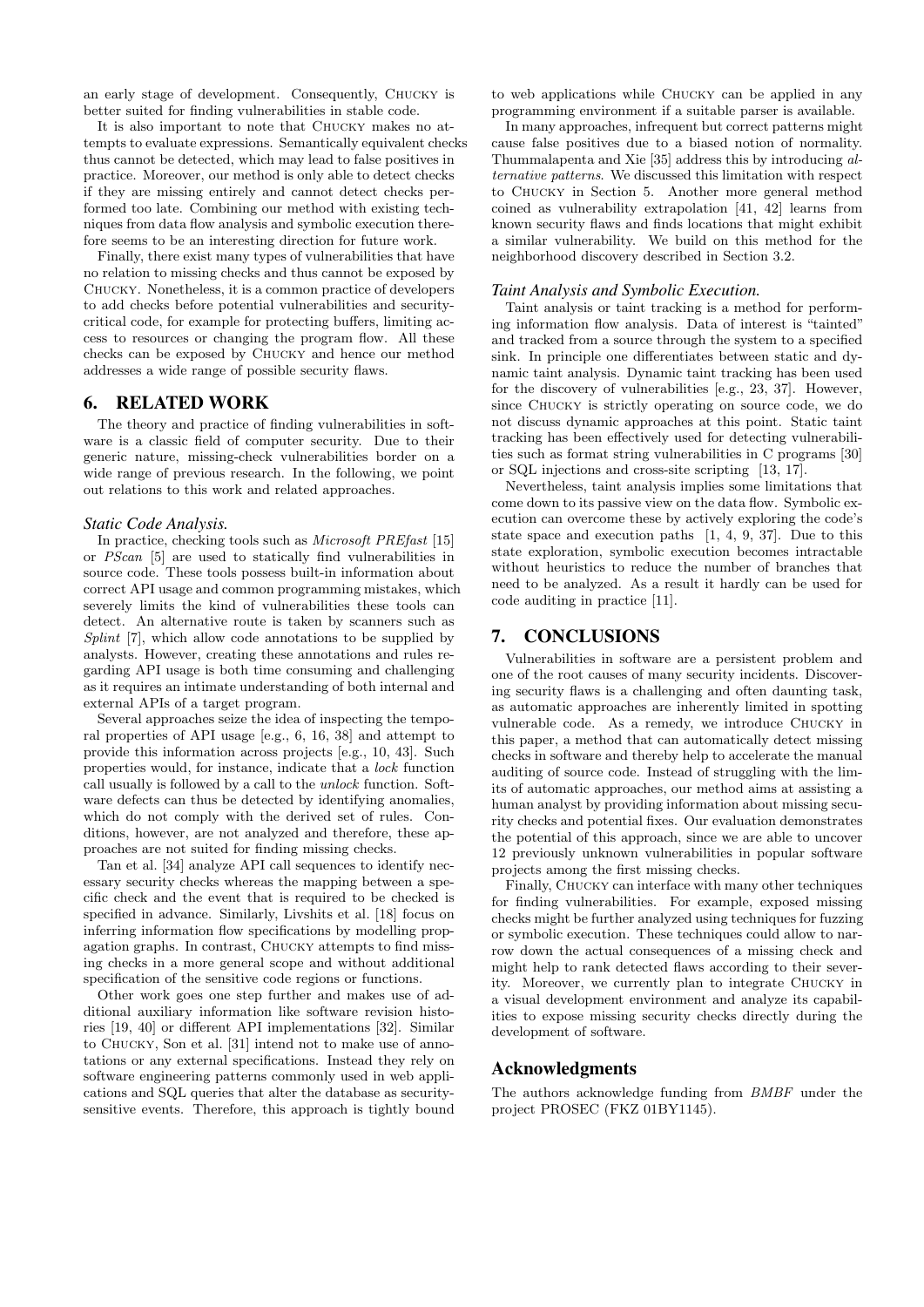an early stage of development. Consequently, Chucky is better suited for finding vulnerabilities in stable code.

It is also important to note that Chucky makes no attempts to evaluate expressions. Semantically equivalent checks thus cannot be detected, which may lead to false positives in practice. Moreover, our method is only able to detect checks if they are missing entirely and cannot detect checks performed too late. Combining our method with existing techniques from data flow analysis and symbolic execution therefore seems to be an interesting direction for future work.

Finally, there exist many types of vulnerabilities that have no relation to missing checks and thus cannot be exposed by Chucky. Nonetheless, it is a common practice of developers to add checks before potential vulnerabilities and security-critical code, for example for protecting buffers, limiting access to resources or changing the program flow. All these checks can be exposed by Chucky and hence our method addresses a wide range of possible security flaws.

## 6. RELATED WORK

The theory and practice of finding vulnerabilities in software is a classic field of computer security. Due to their generic nature, missing-check vulnerabilities border on a wide range of previous research. In the following, we point out relations to this work and related approaches.

### *Static Code Analysis.*

In practice, checking tools such as *Microsoft PREfast* [15] or *PScan* [5] are used to statically find vulnerabilities in source code. These tools possess built-in information about correct API usage and common programming mistakes, which severely limits the kind of vulnerabilities these tools can detect. An alternative route is taken by scanners such as *Splint* [7], which allow code annotations to be supplied by analysts. However, creating these annotations and rules regarding API usage is both time consuming and challenging as it requires an intimate understanding of both internal and external APIs of a target program.

Several approaches seize the idea of inspecting the temporal properties of API usage [e.g., 6, 16, 38] and attempt to provide this information across projects [e.g., 10, 43]. Such properties would, for instance, indicate that a *lock* function call usually is followed by a call to the *unlock* function. Software defects can thus be detected by identifying anomalies, which do not comply with the derived set of rules. Conditions, however, are not analyzed and therefore, these approaches are not suited for finding missing checks.

Tan et al. [34] analyze API call sequences to identify necessary security checks whereas the mapping between a specific check and the event that is required to be checked is specified in advance. Similarly, Livshits et al. [18] focus on inferring information flow specifications by modelling propagation graphs. In contrast, Chucky attempts to find missing checks in a more general scope and without additional specification of the sensitive code regions or functions.

Other work goes one step further and makes use of additional auxiliary information like software revision histories [19, 40] or different API implementations [32]. Similar to Chucky, Son et al. [31] intend not to make use of annotations or any external specifications. Instead they rely on software engineering patterns commonly used in web applications and SQL queries that alter the database as security-sensitive events. Therefore, this approach is tightly bound to web applications while Chucky can be applied in any programming environment if a suitable parser is available.

In many approaches, infrequent but correct patterns might cause false positives due to a biased notion of normality. Thummalapenta and Xie [35] address this by introducing *alternative patterns*. We discussed this limitation with respect to Chucky in Section 5. Another more general method coined as vulnerability extrapolation [41, 42] learns from known security flaws and finds locations that might exhibit a similar vulnerability. We build on this method for the neighborhood discovery described in Section 3.2.

### *Taint Analysis and Symbolic Execution.*

Taint analysis or taint tracking is a method for performing information flow analysis. Data of interest is "tainted" and tracked from a source through the system to a specified sink. In principle one differentiates between static and dynamic taint analysis. Dynamic taint tracking has been used for the discovery of vulnerabilities [e.g., 23, 37]. However, since Chucky is strictly operating on source code, we do not discuss dynamic approaches at this point. Static taint tracking has been effectively used for detecting vulnerabilities such as format string vulnerabilities in C programs [30] or SQL injections and cross-site scripting [13, 17].

Nevertheless, taint analysis implies some limitations that come down to its passive view on the data flow. Symbolic execution can overcome these by actively exploring the code's state space and execution paths [1, 4, 9, 37]. Due to this state exploration, symbolic execution becomes intractable without heuristics to reduce the number of branches that need to be analyzed. As a result it hardly can be used for code auditing in practice [11].

## 7. CONCLUSIONS

Vulnerabilities in software are a persistent problem and one of the root causes of many security incidents. Discovering security flaws is a challenging and often daunting task, as automatic approaches are inherently limited in spotting vulnerable code. As a remedy, we introduce Chucky in this paper, a method that can automatically detect missing checks in software and thereby help to accelerate the manual auditing of source code. Instead of struggling with the limits of automatic approaches, our method aims at assisting a human analyst by providing information about missing security checks and potential fixes. Our evaluation demonstrates the potential of this approach, since we are able to uncover 12 previously unknown vulnerabilities in popular software projects among the first missing checks.

Finally, Chucky can interface with many other techniques for finding vulnerabilities. For example, exposed missing checks might be further analyzed using techniques for fuzzing or symbolic execution. These techniques could allow to narrow down the actual consequences of a missing check and might help to rank detected flaws according to their severity. Moreover, we currently plan to integrate Chucky in a visual development environment and analyze its capabilities to expose missing security checks directly during the development of software.

## Acknowledgments

The authors acknowledge funding from *BMBF* under the project PROSEC (FKZ 01BY1145).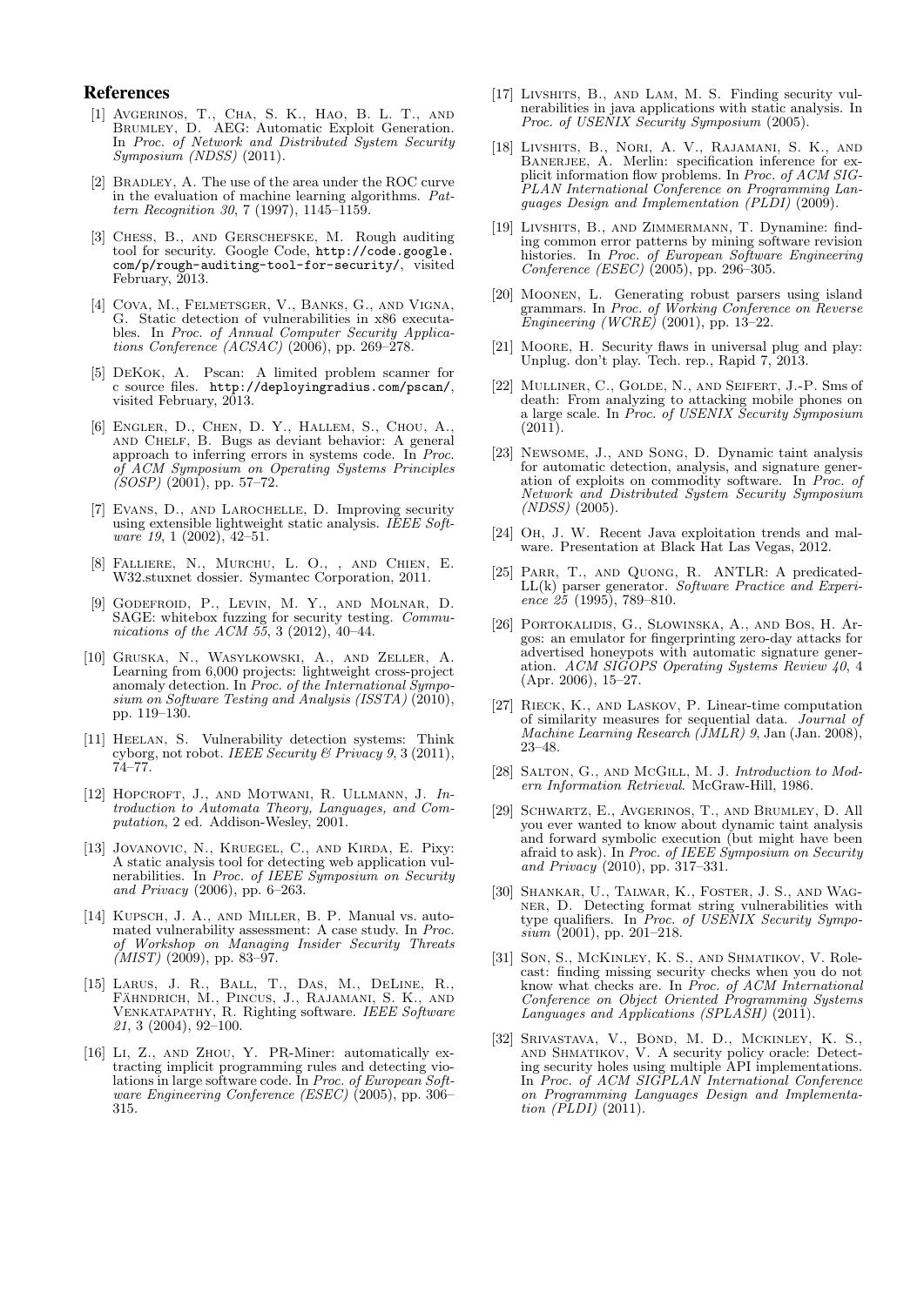## References

[1] Avgerinos, T., Cha, S. K., Hao, B. L. T., and Brumley, D. AEG: Automatic Exploit Generation. In *Proc. of Network and Distributed System Security Symposium (NDSS)* (2011).

[2] Bradley, A. The use of the area under the ROC curve in the evaluation of machine learning algorithms. *Pattern Recognition 30*, 7 (1997), 1145–1159.

[3] Chess, B., and Gerschefske, M. Rough auditing tool for security. Google Code, http://code.google.com/p/rough-auditing-tool-for-security/, visited February, 2013.

[4] Cova, M., Felmetsger, V., Banks, G., and Vigna, G. Static detection of vulnerabilities in x86 executables. In *Proc. of Annual Computer Security Applications Conference (ACSAC)* (2006), pp. 269–278.

[5] DeKok, A. Pscan: A limited problem scanner for c source files. http://deployingradius.com/pscan/, visited February, 2013.

[6] Engler, D., Chen, D. Y., Hallem, S., Chou, A., and Chelf, B. Bugs as deviant behavior: A general approach to inferring errors in systems code. In *Proc. of ACM Symposium on Operating Systems Principles (SOSP)* (2001), pp. 57–72.

[7] Evans, D., and Larochelle, D. Improving security using extensible lightweight static analysis. *IEEE Software 19*, 1 (2002), 42–51.

[8] Falliere, N., Murchu, L. O., , and Chien, E. W32.stuxnet dossier. Symantec Corporation, 2011.

[9] Godefroid, P., Levin, M. Y., and Molnar, D. SAGE: whitebox fuzzing for security testing. *Communications of the ACM 55*, 3 (2012), 40–44.

[10] Gruska, N., Wasylkowski, A., and Zeller, A. Learning from 6,000 projects: lightweight cross-project anomaly detection. In *Proc. of the International Symposium on Software Testing and Analysis (ISSTA)* (2010), pp. 119–130.

[11] Heelan, S. Vulnerability detection systems: Think cyborg, not robot. *IEEE Security & Privacy 9*, 3 (2011), 74–77.

[12] Hopcroft, J., and Motwani, R. Ullmann, J. *Introduction to Automata Theory, Languages, and Computation*, 2 ed. Addison-Wesley, 2001.

[13] Jovanovic, N., Kruegel, C., and Kirda, E. Pixy: A static analysis tool for detecting web application vulnerabilities. In *Proc. of IEEE Symposium on Security and Privacy* (2006), pp. 6–263.

[14] Kupsch, J. A., and Miller, B. P. Manual vs. automated vulnerability assessment: A case study. In *Proc. of Workshop on Managing Insider Security Threats (MIST)* (2009), pp. 83–97.

[15] Larus, J. R., Ball, T., Das, M., DeLine, R., Fähndrich, M., Pincus, J., Rajamani, S. K., and Venkatapathy, R. Righting software. *IEEE Software 21*, 3 (2004), 92–100.

[16] Li, Z., and Zhou, Y. PR-Miner: automatically extracting implicit programming rules and detecting violations in large software code. In *Proc. of European Software Engineering Conference (ESEC)* (2005), pp. 306–315.

[17] Livshits, B., and Lam, M. S. Finding security vulnerabilities in java applications with static analysis. In *Proc. of USENIX Security Symposium* (2005).

[18] Livshits, B., Nori, A. V., Rajamani, S. K., and Banerjee, A. Merlin: specification inference for explicit information flow problems. In *Proc. of ACM SIGPLAN International Conference on Programming Languages Design and Implementation (PLDI)* (2009).

[19] Livshits, B., and Zimmermann, T. Dynamine: finding common error patterns by mining software revision histories. In *Proc. of European Software Engineering Conference (ESEC)* (2005), pp. 296–305.

[20] Moonen, L. Generating robust parsers using island grammars. In *Proc. of Working Conference on Reverse Engineering (WCRE)* (2001), pp. 13–22.

[21] Moore, H. Security flaws in universal plug and play: Unplug. don't play. Tech. rep., Rapid 7, 2013.

[22] Mulliner, C., Golde, N., and Seifert, J.-P. Sms of death: From analyzing to attacking mobile phones on a large scale. In *Proc. of USENIX Security Symposium* (2011).

[23] Newsome, J., and Song, D. Dynamic taint analysis for automatic detection, analysis, and signature generation of exploits on commodity software. In *Proc. of Network and Distributed System Security Symposium (NDSS)* (2005).

[24] Oh, J. W. Recent Java exploitation trends and malware. Presentation at Black Hat Las Vegas, 2012.

[25] Parr, T., and Quong, R. ANTLR: A predicated-LL(k) parser generator. *Software Practice and Experience 25* (1995), 789–810.

[26] Portokalidis, G., Slowinska, A., and Bos, H. Argos: an emulator for fingerprinting zero-day attacks for advertised honeypots with automatic signature generation. *ACM SIGOPS Operating Systems Review 40*, 4 (Apr. 2006), 15–27.

[27] Rieck, K., and Laskov, P. Linear-time computation of similarity measures for sequential data. *Journal of Machine Learning Research (JMLR) 9*, Jan (Jan. 2008), 23–48.

[28] Salton, G., and McGill, M. J. *Introduction to Modern Information Retrieval*. McGraw-Hill, 1986.

[29] Schwartz, E., Avgerinos, T., and Brumley, D. All you ever wanted to know about dynamic taint analysis and forward symbolic execution (but might have been afraid to ask). In *Proc. of IEEE Symposium on Security and Privacy* (2010), pp. 317–331.

[30] Shankar, U., Talwar, K., Foster, J. S., and Wagner, D. Detecting format string vulnerabilities with type qualifiers. In *Proc. of USENIX Security Symposium* (2001), pp. 201–218.

[31] Son, S., McKinley, K. S., and Shmatikov, V. Rolecast: finding missing security checks when you do not know what checks are. In *Proc. of ACM International Conference on Object Oriented Programming Systems Languages and Applications (SPLASH)* (2011).

[32] Srivastava, V., Bond, M. D., Mckinley, K. S., and Shmatikov, V. A security policy oracle: Detecting security holes using multiple API implementations. In *Proc. of ACM SIGPLAN International Conference on Programming Languages Design and Implementation (PLDI)* (2011).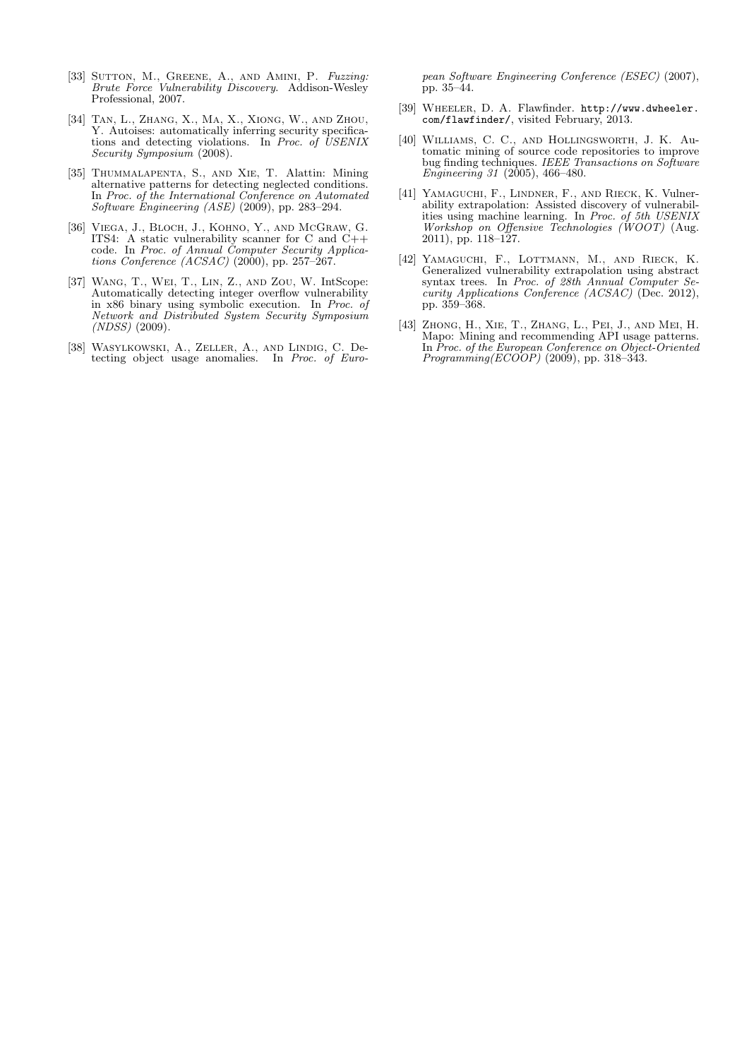[33] Sutton, M., Greene, A., and Amini, P. *Fuzzing: Brute Force Vulnerability Discovery*. Addison-Wesley Professional, 2007.

[34] Tan, L., Zhang, X., Ma, X., Xiong, W., and Zhou, Y. Autoises: automatically inferring security specifications and detecting violations. In *Proc. of USENIX Security Symposium* (2008).

[35] Thummalapenta, S., and Xie, T. Alattin: Mining alternative patterns for detecting neglected conditions. In *Proc. of the International Conference on Automated Software Engineering (ASE)* (2009), pp. 283–294.

[36] Viega, J., Bloch, J., Kohno, Y., and McGraw, G. ITS4: A static vulnerability scanner for C and C++ code. In *Proc. of Annual Computer Security Applications Conference (ACSAC)* (2000), pp. 257–267.

[37] Wang, T., Wei, T., Lin, Z., and Zou, W. IntScope: Automatically detecting integer overflow vulnerability in x86 binary using symbolic execution. In *Proc. of Network and Distributed System Security Symposium (NDSS)* (2009).

[38] Wasylkowski, A., Zeller, A., and Lindig, C. Detecting object usage anomalies. In *Proc. of European Software Engineering Conference (ESEC)* (2007), pp. 35–44.

[39] Wheeler, D. A. Flawfinder. `http://www.dwheeler.com/flawfinder/`, visited February, 2013.

[40] Williams, C. C., and Hollingsworth, J. K. Automatic mining of source code repositories to improve bug finding techniques. *IEEE Transactions on Software Engineering 31* (2005), 466–480.

[41] Yamaguchi, F., Lindner, F., and Rieck, K. Vulnerability extrapolation: Assisted discovery of vulnerabilities using machine learning. In *Proc. of 5th USENIX Workshop on Offensive Technologies (WOOT)* (Aug. 2011), pp. 118–127.

[42] Yamaguchi, F., Lottmann, M., and Rieck, K. Generalized vulnerability extrapolation using abstract syntax trees. In *Proc. of 28th Annual Computer Security Applications Conference (ACSAC)* (Dec. 2012), pp. 359–368.

[43] Zhong, H., Xie, T., Zhang, L., Pei, J., and Mei, H. Mapo: Mining and recommending API usage patterns. In *Proc. of the European Conference on Object-Oriented Programming(ECOOP)* (2009), pp. 318–343.